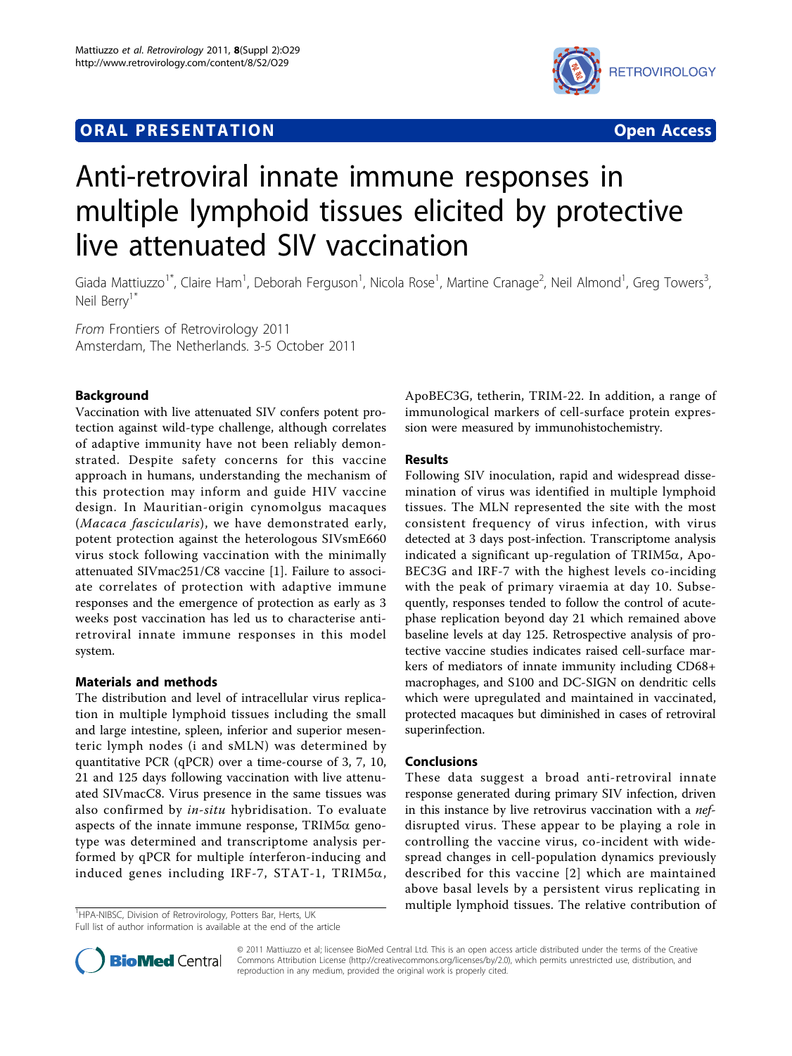ORAL PRESENTATION **Open Access**

# Anti-retroviral innate immune responses in multiple lymphoid tissues elicited by protective live attenuated SIV vaccination

Giada Mattiuzzo[1*], Claire Ham[1], Deborah Ferguson[1], Nicola Rose[1], Martine Cranage[2], Neil Almond[1], Greg Towers[3], Neil Berry[1*]

*From* Frontiers of Retrovirology 2011
Amsterdam, The Netherlands. 3-5 October 2011

## Background

Vaccination with live attenuated SIV confers potent protection against wild-type challenge, although correlates of adaptive immunity have not been reliably demonstrated. Despite safety concerns for this vaccine approach in humans, understanding the mechanism of this protection may inform and guide HIV vaccine design. In Mauritian-origin cynomolgus macaques (*Macaca fascicularis*), we have demonstrated early, potent protection against the heterologous SIVsmE660 virus stock following vaccination with the minimally attenuated SIVmac251/C8 vaccine [1]. Failure to associate correlates of protection with adaptive immune responses and the emergence of protection as early as 3 weeks post vaccination has led us to characterise anti-retroviral innate immune responses in this model system.

## Materials and methods

The distribution and level of intracellular virus replication in multiple lymphoid tissues including the small and large intestine, spleen, inferior and superior mesenteric lymph nodes (i and sMLN) was determined by quantitative PCR (qPCR) over a time-course of 3, 7, 10, 21 and 125 days following vaccination with live attenuated SIVmacC8. Virus presence in the same tissues was also confirmed by *in-situ* hybridisation. To evaluate aspects of the innate immune response, TRIM5α genotype was determined and transcriptome analysis performed by qPCR for multiple ínterferon-inducing and induced genes including IRF-7, STAT-1, TRIM5α, ApoBEC3G, tetherin, TRIM-22. In addition, a range of immunological markers of cell-surface protein expression were measured by immunohistochemistry.

## Results

Following SIV inoculation, rapid and widespread dissemination of virus was identified in multiple lymphoid tissues. The MLN represented the site with the most consistent frequency of virus infection, with virus detected at 3 days post-infection. Transcriptome analysis indicated a significant up-regulation of TRIM5α, ApoBEC3G and IRF-7 with the highest levels co-inciding with the peak of primary viraemia at day 10. Subsequently, responses tended to follow the control of acute-phase replication beyond day 21 which remained above baseline levels at day 125. Retrospective analysis of protective vaccine studies indicates raised cell-surface markers of mediators of innate immunity including CD68+ macrophages, and S100 and DC-SIGN on dendritic cells which were upregulated and maintained in vaccinated, protected macaques but diminished in cases of retroviral superinfection.

## Conclusions

These data suggest a broad anti-retroviral innate response generated during primary SIV infection, driven in this instance by live retrovirus vaccination with a *nef*-disrupted virus. These appear to be playing a role in controlling the vaccine virus, co-incident with widespread changes in cell-population dynamics previously described for this vaccine [2] which are maintained above basal levels by a persistent virus replicating in multiple lymphoid tissues. The relative contribution of

[1]HPA-NIBSC, Division of Retrovirology, Potters Bar, Herts, UK
Full list of author information is available at the end of the article

© 2011 Mattiuzzo et al; licensee BioMed Central Ltd. This is an open access article distributed under the terms of the Creative Commons Attribution License (http://creativecommons.org/licenses/by/2.0), which permits unrestricted use, distribution, and reproduction in any medium, provided the original work is properly cited.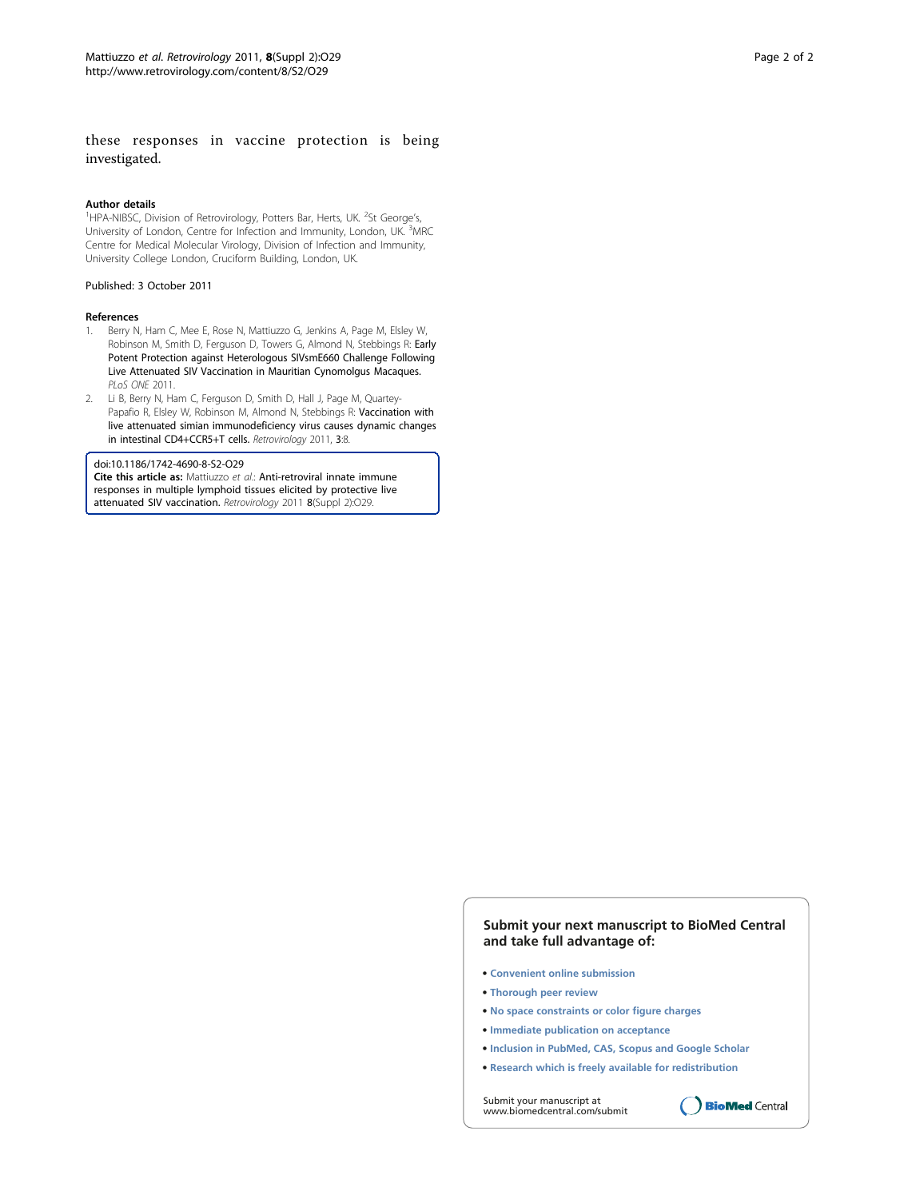these responses in vaccine protection is being investigated.

#### Author details

[1]HPA-NIBSC, Division of Retrovirology, Potters Bar, Herts, UK. [2]St George's, University of London, Centre for Infection and Immunity, London, UK. [3]MRC Centre for Medical Molecular Virology, Division of Infection and Immunity, University College London, Cruciform Building, London, UK.

Published: 3 October 2011

#### References

1. Berry N, Ham C, Mee E, Rose N, Mattiuzzo G, Jenkins A, Page M, Elsley W, Robinson M, Smith D, Ferguson D, Towers G, Almond N, Stebbings R: **Early Potent Protection against Heterologous SIVsmE660 Challenge Following Live Attenuated SIV Vaccination in Mauritian Cynomolgus Macaques.** *PLoS ONE* 2011.
2. Li B, Berry N, Ham C, Ferguson D, Smith D, Hall J, Page M, Quartey-Papafio R, Elsley W, Robinson M, Almond N, Stebbings R: **Vaccination with live attenuated simian immunodeficiency virus causes dynamic changes in intestinal CD4+CCR5+T cells.** *Retrovirology* 2011, **3**:8.

doi:10.1186/1742-4690-8-S2-O29

**Cite this article as:** Mattiuzzo *et al.*: Anti-retroviral innate immune responses in multiple lymphoid tissues elicited by protective live attenuated SIV vaccination. *Retrovirology* 2011 **8**(Suppl 2):O29.

**Submit your next manuscript to BioMed Central and take full advantage of:**

- Convenient online submission
- Thorough peer review
- No space constraints or color figure charges
- Immediate publication on acceptance
- Inclusion in PubMed, CAS, Scopus and Google Scholar
- Research which is freely available for redistribution

Submit your manuscript at www.biomedcentral.com/submit

BioMed Central